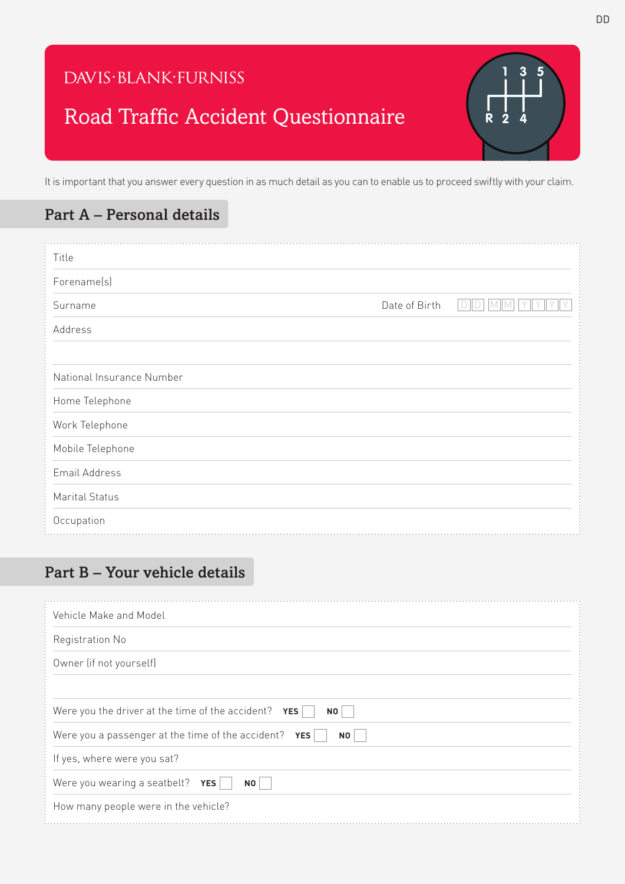DAVIS·BLANK·FURNISS

# Road Traffic Accident Questionnaire

It is important that you answer every question in as much detail as you can to enable us to proceed swiftly with your claim.

## Part A – Personal details

Title

Forename(s)

Surname Date of Birth D D M M Y Y Y Y

Address

National Insurance Number

Home Telephone

Work Telephone

Mobile Telephone

Email Address

Marital Status

Occupation

## Part B – Your vehicle details

Vehicle Make and Model

Registration No

Owner (if not yourself)

Were you the driver at the time of the accident? **YES** ☐ **NO** ☐

Were you a passenger at the time of the accident? **YES** ☐ **NO** ☐

If yes, where were you sat?

Were you wearing a seatbelt? **YES** ☐ **NO** ☐

How many people were in the vehicle?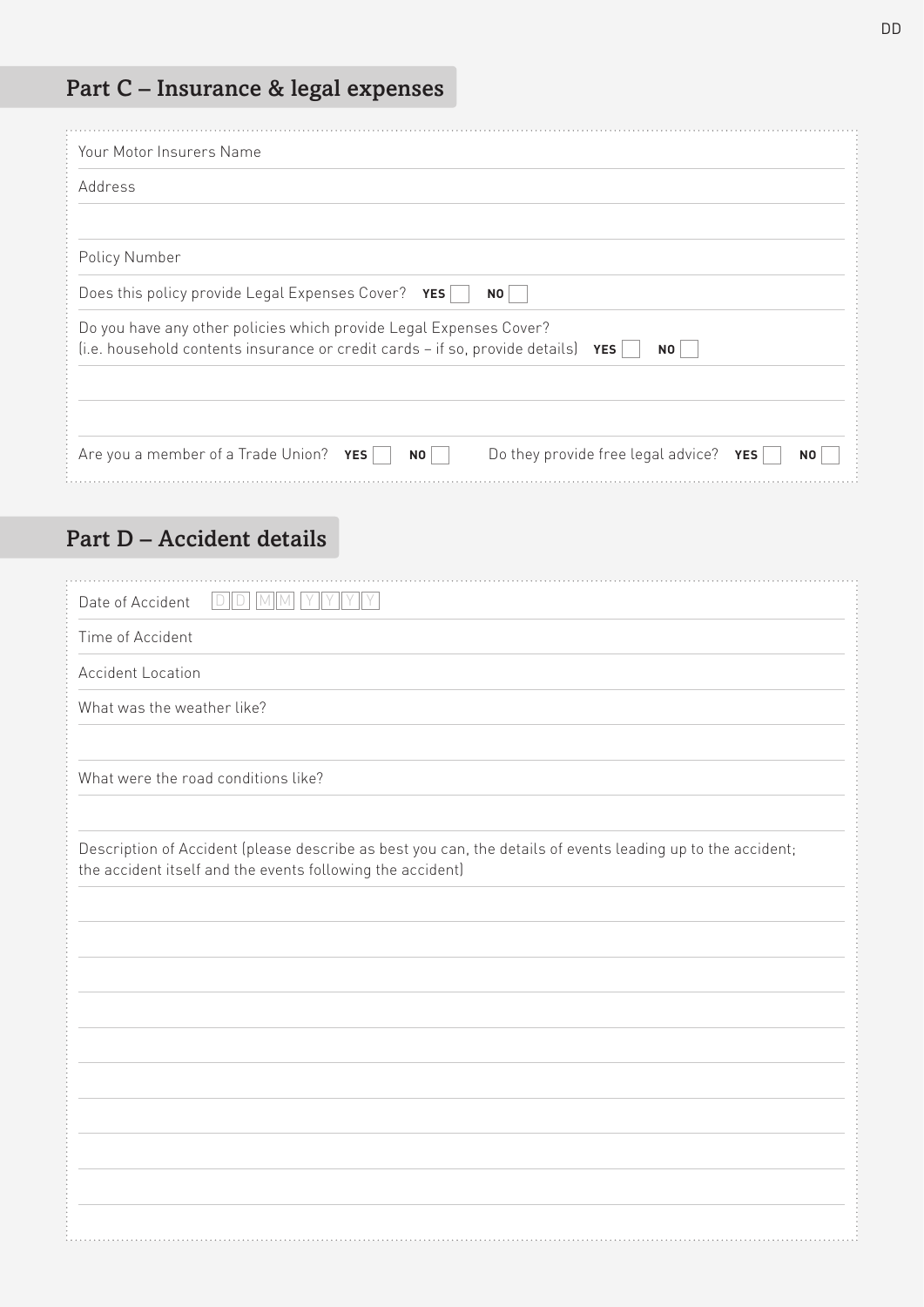## Part C – Insurance & legal expenses

Your Motor Insurers Name

Address

Policy Number

Does this policy provide Legal Expenses Cover? **YES** ☐ **NO** ☐

Do you have any other policies which provide Legal Expenses Cover?
(i.e. household contents insurance or credit cards – if so, provide details) **YES** ☐ **NO** ☐

Are you a member of a Trade Union? **YES** ☐ **NO** ☐ Do they provide free legal advice? **YES** ☐ **NO** ☐

## Part D – Accident details

Date of Accident D D M M Y Y Y Y

Time of Accident

Accident Location

What was the weather like?

What were the road conditions like?

Description of Accident (please describe as best you can, the details of events leading up to the accident; the accident itself and the events following the accident)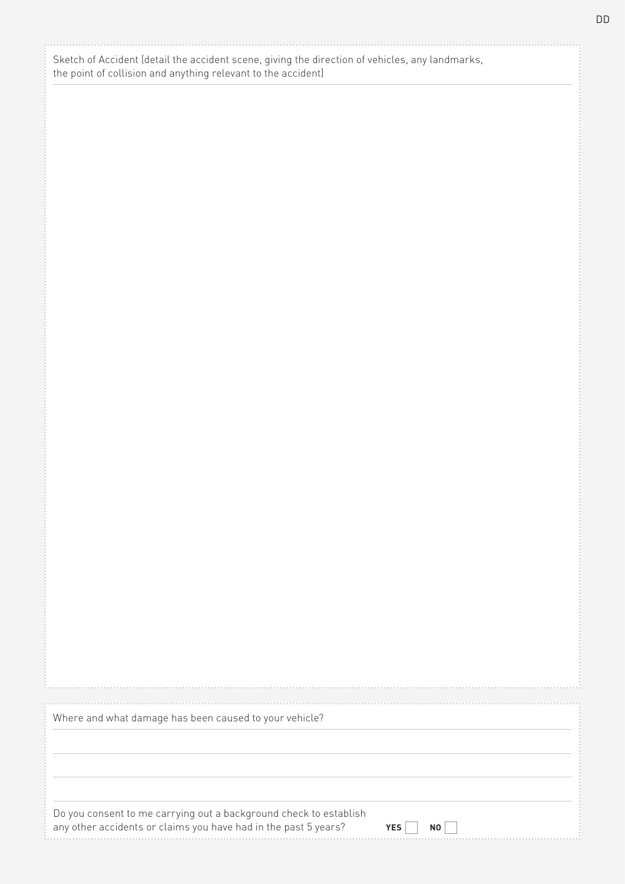Sketch of Accident (detail the accident scene, giving the direction of vehicles, any landmarks, the point of collision and anything relevant to the accident)

Where and what damage has been caused to your vehicle?

Do you consent to me carrying out a background check to establish any other accidents or claims you have had in the past 5 years? **YES** ☐ **NO** ☐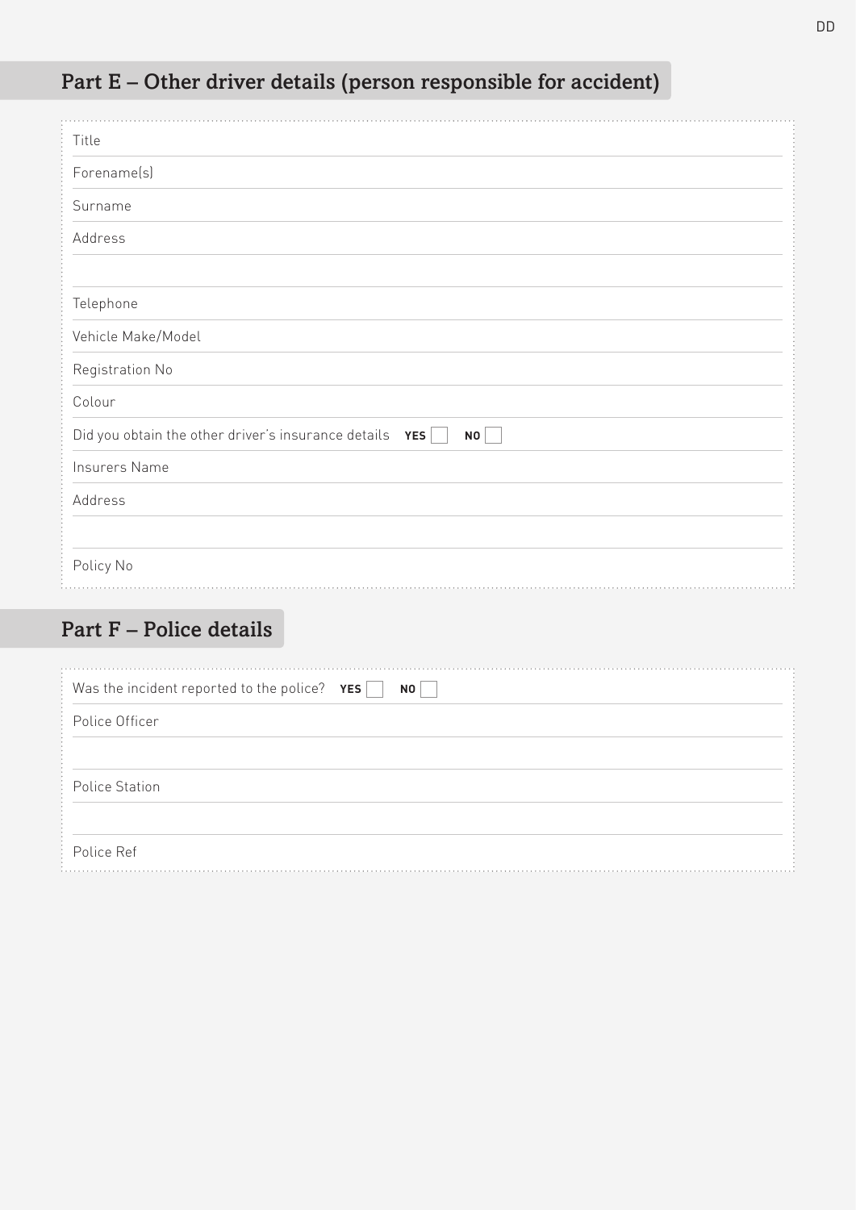## Part E – Other driver details (person responsible for accident)

Title

Forename(s)

Surname

Address

Telephone

Vehicle Make/Model

Registration No

Colour

Did you obtain the other driver's insurance details **YES** ☐ **NO** ☐

Insurers Name

Address

Policy No

## Part F – Police details

Was the incident reported to the police? **YES** ☐ **NO** ☐

Police Officer

Police Station

Police Ref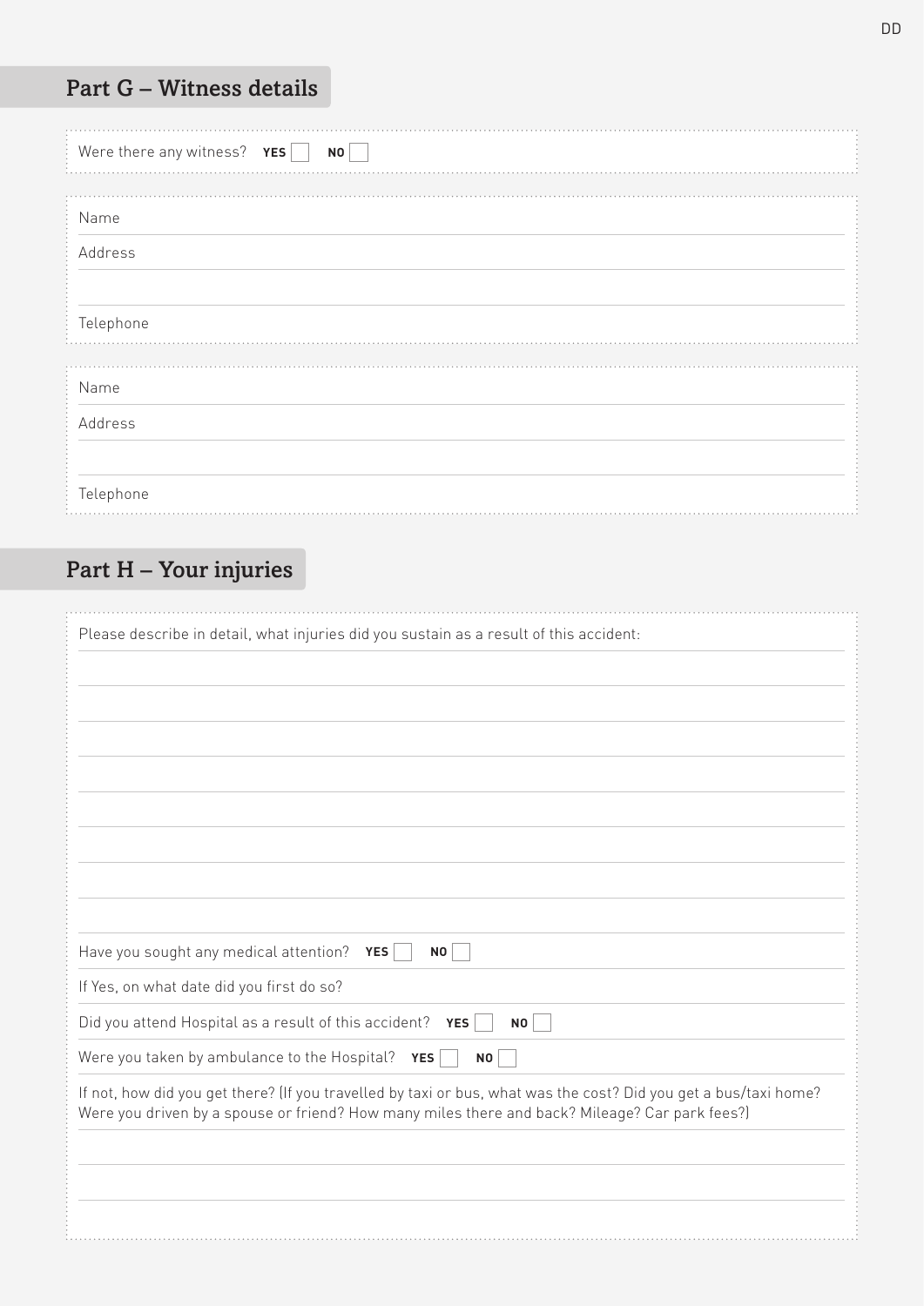## Part G – Witness details

Were there any witness? **YES** ☐ **NO** ☐

Name

Address

Telephone

Name

Address

Telephone

## Part H – Your injuries

Please describe in detail, what injuries did you sustain as a result of this accident:

Have you sought any medical attention? **YES** ☐ **NO** ☐

If Yes, on what date did you first do so?

Did you attend Hospital as a result of this accident? **YES** ☐ **NO** ☐

Were you taken by ambulance to the Hospital? **YES** ☐ **NO** ☐

If not, how did you get there? (If you travelled by taxi or bus, what was the cost? Did you get a bus/taxi home? Were you driven by a spouse or friend? How many miles there and back? Mileage? Car park fees?)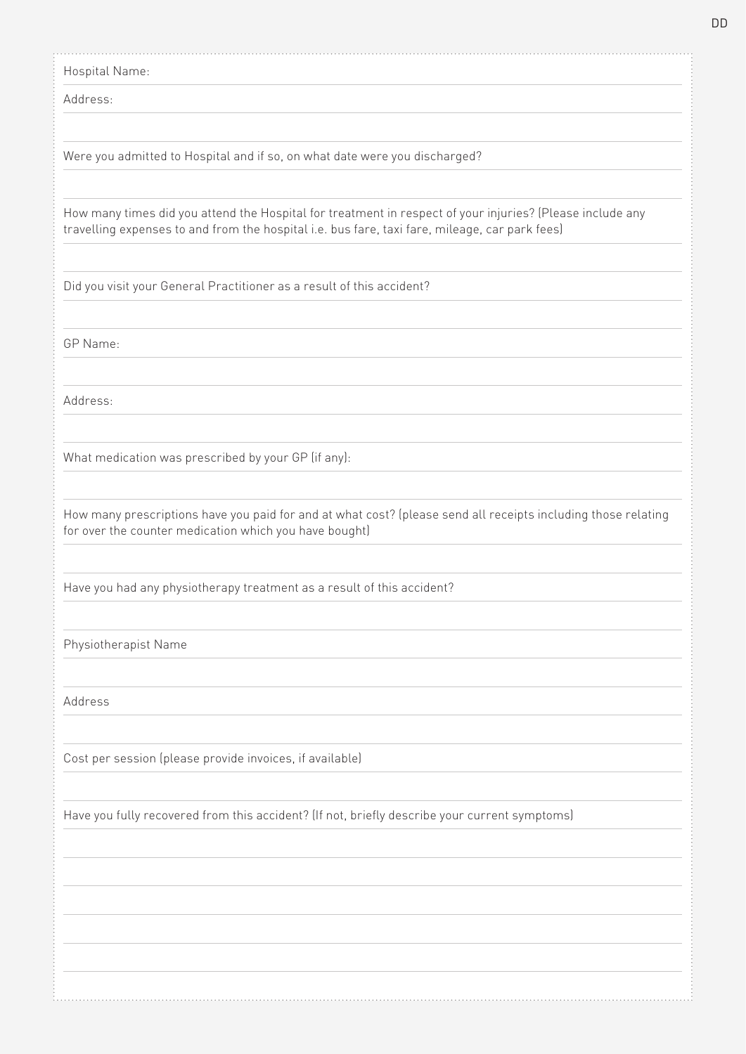Hospital Name:

Address:

Were you admitted to Hospital and if so, on what date were you discharged?

How many times did you attend the Hospital for treatment in respect of your injuries? (Please include any travelling expenses to and from the hospital i.e. bus fare, taxi fare, mileage, car park fees)

Did you visit your General Practitioner as a result of this accident?

GP Name:

Address:

What medication was prescribed by your GP (if any):

How many prescriptions have you paid for and at what cost? (please send all receipts including those relating for over the counter medication which you have bought)

Have you had any physiotherapy treatment as a result of this accident?

Physiotherapist Name

Address

Cost per session (please provide invoices, if available)

Have you fully recovered from this accident? (If not, briefly describe your current symptoms)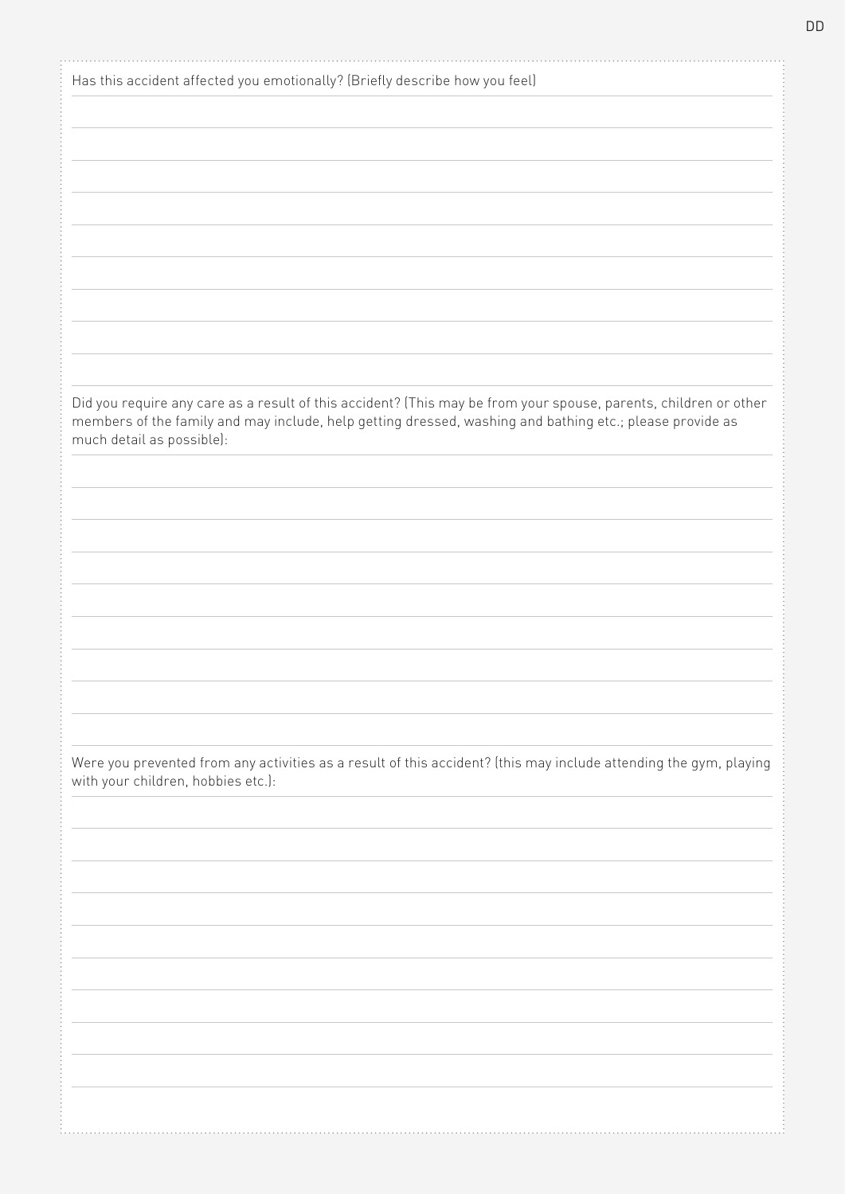Has this accident affected you emotionally? (Briefly describe how you feel)

Did you require any care as a result of this accident? (This may be from your spouse, parents, children or other members of the family and may include, help getting dressed, washing and bathing etc.; please provide as much detail as possible):

Were you prevented from any activities as a result of this accident? (this may include attending the gym, playing with your children, hobbies etc.):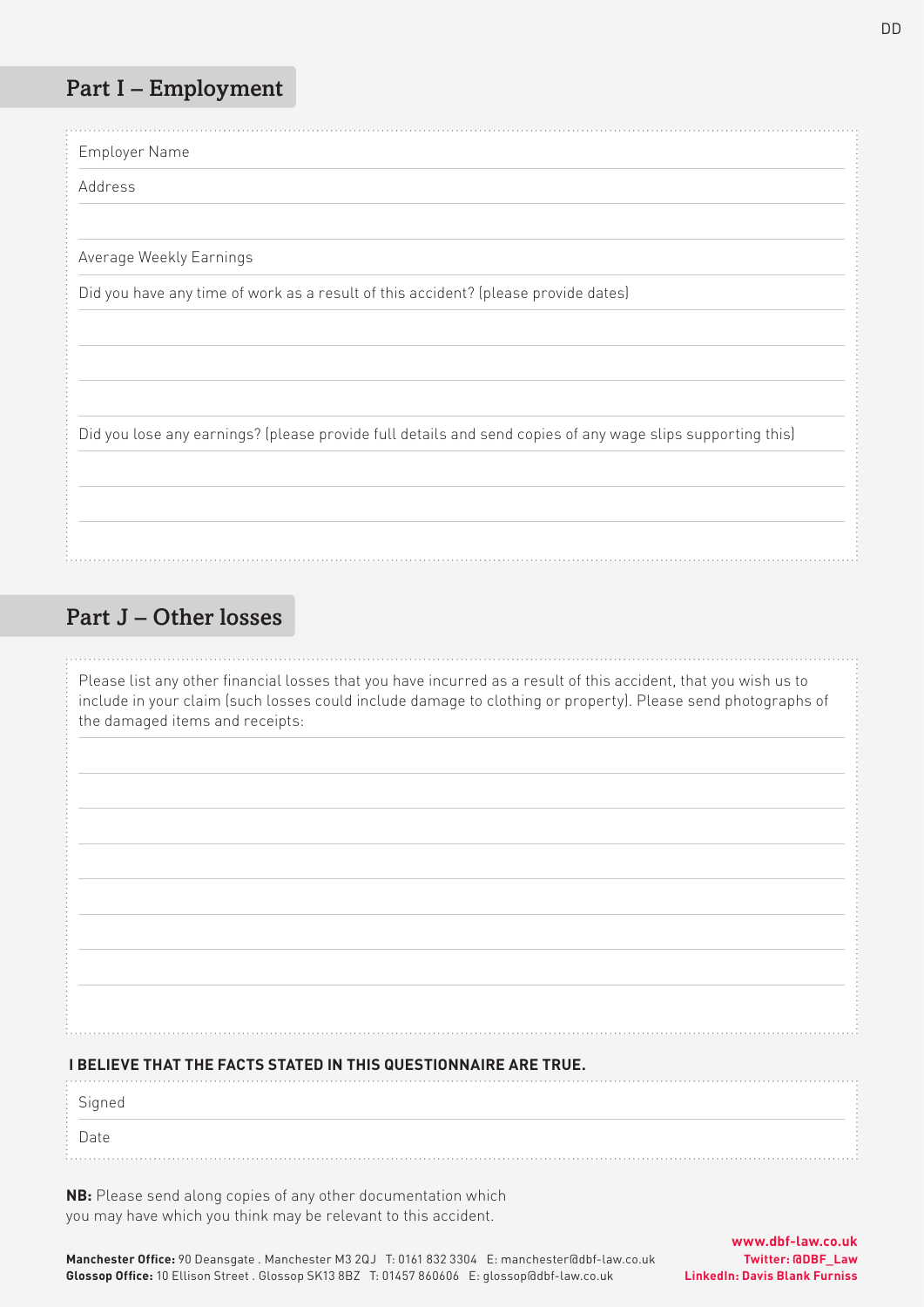## Part I – Employment

Employer Name

Address

Average Weekly Earnings

Did you have any time of work as a result of this accident? (please provide dates)

Did you lose any earnings? (please provide full details and send copies of any wage slips supporting this)

## Part J – Other losses

Please list any other financial losses that you have incurred as a result of this accident, that you wish us to include in your claim (such losses could include damage to clothing or property). Please send photographs of the damaged items and receipts:

**I BELIEVE THAT THE FACTS STATED IN THIS QUESTIONNAIRE ARE TRUE.**

Signed

Date

**NB:** Please send along copies of any other documentation which you may have which you think may be relevant to this accident.

**Manchester Office:** 90 Deansgate . Manchester M3 2QJ T: 0161 832 3304 E: manchester@dbf-law.co.uk
**Glossop Office:** 10 Ellison Street . Glossop SK13 8BZ T: 01457 860606 E: glossop@dbf-law.co.uk

**www.dbf-law.co.uk**
**Twitter: @DBF_Law**
**LinkedIn: Davis Blank Furniss**